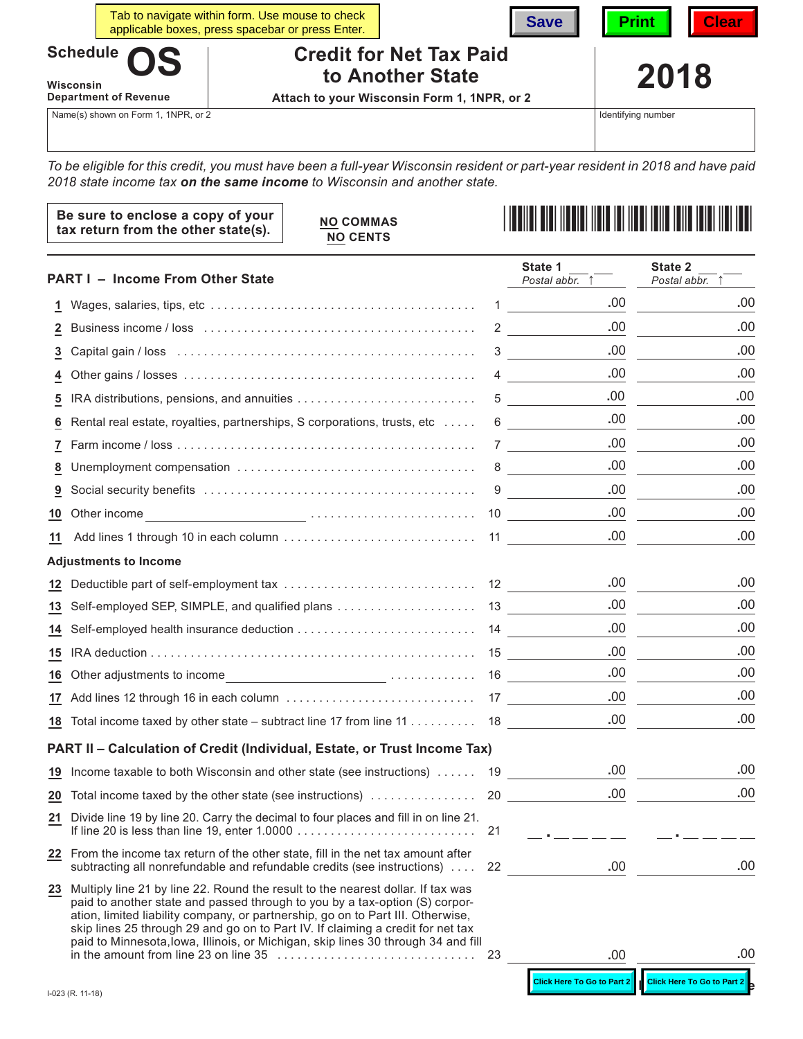Tab to navigate within form. Use mouse to check applicable boxes, press spacebar or press Enter.

Save | Print | Clear

# Schedule OS

**Wisconsin Department of Revenue**

## Credit for Net Tax Paid to Another State

**Attach to your Wisconsin Form 1, 1NPR, or 2**

# 2018

Name(s) shown on Form 1, 1NPR, or 2 | Identifying number

*To be eligible for this credit, you must have been a full-year Wisconsin resident or part-year resident in 2018 and have paid 2018 state income tax* ***on the same income*** *to Wisconsin and another state.*

**Be sure to enclose a copy of your tax return from the other state(s).**

**NO COMMAS**
**NO CENTS**

| **PART I – Income From Other State** | | State 1 ___ ___ Postal abbr. ↑ | State 2 ___ ___ Postal abbr. ↑ |
|---|---|---|---|
| 1 Wages, salaries, tips, etc | 1 | .00 | .00 |
| 2 Business income / loss | 2 | .00 | .00 |
| 3 Capital gain / loss | 3 | .00 | .00 |
| 4 Other gains / losses | 4 | .00 | .00 |
| 5 IRA distributions, pensions, and annuities | 5 | .00 | .00 |
| 6 Rental real estate, royalties, partnerships, S corporations, trusts, etc | 6 | .00 | .00 |
| 7 Farm income / loss | 7 | .00 | .00 |
| 8 Unemployment compensation | 8 | .00 | .00 |
| 9 Social security benefits | 9 | .00 | .00 |
| 10 Other income ______________ | 10 | .00 | .00 |
| 11 Add lines 1 through 10 in each column | 11 | .00 | .00 |
| **Adjustments to Income** | | | |
| 12 Deductible part of self-employment tax | 12 | .00 | .00 |
| 13 Self-employed SEP, SIMPLE, and qualified plans | 13 | .00 | .00 |
| 14 Self-employed health insurance deduction | 14 | .00 | .00 |
| 15 IRA deduction | 15 | .00 | .00 |
| 16 Other adjustments to income ______________ | 16 | .00 | .00 |
| 17 Add lines 12 through 16 in each column | 17 | .00 | .00 |
| 18 Total income taxed by other state – subtract line 17 from line 11 | 18 | .00 | .00 |

| **PART II – Calculation of Credit (Individual, Estate, or Trust Income Tax)** | | | |
|---|---|---|---|
| 19 Income taxable to both Wisconsin and other state (see instructions) | 19 | .00 | .00 |
| 20 Total income taxed by the other state (see instructions) | 20 | .00 | .00 |
| 21 Divide line 19 by line 20. Carry the decimal to four places and fill in on line 21. If line 20 is less than line 19, enter 1.0000 | 21 | _ . _ _ _ _ | _ . _ _ _ _ |
| 22 From the income tax return of the other state, fill in the net tax amount after subtracting all nonrefundable and refundable credits (see instructions) | 22 | .00 | .00 |
| 23 Multiply line 21 by line 22. Round the result to the nearest dollar. If tax was paid to another state and passed through to you by a tax-option (S) corporation, limited liability company, or partnership, go on to Part III. Otherwise, skip lines 25 through 29 and go on to Part IV. If claiming a credit for net tax paid to Minnesota, Iowa, Illinois, or Michigan, skip lines 30 through 34 and fill in the amount from line 23 on line 35 | 23 | .00 | .00 |

Click Here To Go to Part 2 | Click Here To Go to Part 2

I-023 (R. 11-18)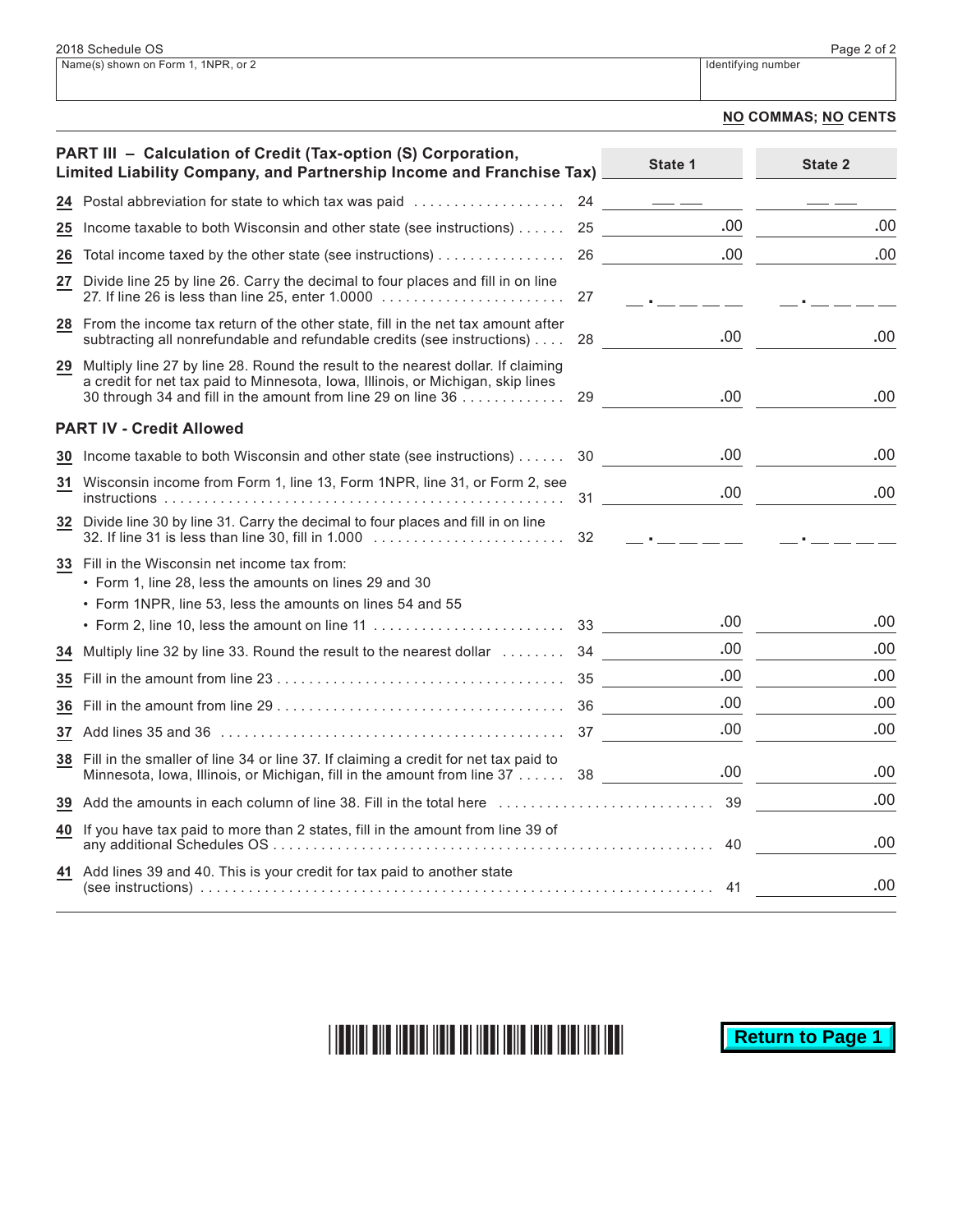2018 Schedule OS

| Name(s) shown on Form 1, 1NPR, or 2 | Identifying number |
|---|---|
| | |

**NO COMMAS; NO CENTS**

## PART III – Calculation of Credit (Tax-option (S) Corporation, Limited Liability Company, and Partnership Income and Franchise Tax)

| Line | Description | | State 1 | State 2 |
|---|---|---|---|---|
| 24 | Postal abbreviation for state to which tax was paid | 24 | | |
| 25 | Income taxable to both Wisconsin and other state (see instructions) | 25 | .00 | .00 |
| 26 | Total income taxed by the other state (see instructions) | 26 | .00 | .00 |
| 27 | Divide line 25 by line 26. Carry the decimal to four places and fill in on line 27. If line 26 is less than line 25, enter 1.0000 | 27 | . | . |
| 28 | From the income tax return of the other state, fill in the net tax amount after subtracting all nonrefundable and refundable credits (see instructions) | 28 | .00 | .00 |
| 29 | Multiply line 27 by line 28. Round the result to the nearest dollar. If claiming a credit for net tax paid to Minnesota, Iowa, Illinois, or Michigan, skip lines 30 through 34 and fill in the amount from line 29 on line 36 | 29 | .00 | .00 |

## PART IV - Credit Allowed

| Line | Description | | State 1 | State 2 |
|---|---|---|---|---|
| 30 | Income taxable to both Wisconsin and other state (see instructions) | 30 | .00 | .00 |
| 31 | Wisconsin income from Form 1, line 13, Form 1NPR, line 31, or Form 2, see instructions | 31 | .00 | .00 |
| 32 | Divide line 30 by line 31. Carry the decimal to four places and fill in on line 32. If line 31 is less than line 30, fill in 1.000 | 32 | . | . |
| 33 | Fill in the Wisconsin net income tax from: • Form 1, line 28, less the amounts on lines 29 and 30 • Form 1NPR, line 53, less the amounts on lines 54 and 55 • Form 2, line 10, less the amount on line 11 | 33 | .00 | .00 |
| 34 | Multiply line 32 by line 33. Round the result to the nearest dollar | 34 | .00 | .00 |
| 35 | Fill in the amount from line 23 | 35 | .00 | .00 |
| 36 | Fill in the amount from line 29 | 36 | .00 | .00 |
| 37 | Add lines 35 and 36 | 37 | .00 | .00 |
| 38 | Fill in the smaller of line 34 or line 37. If claiming a credit for net tax paid to Minnesota, Iowa, Illinois, or Michigan, fill in the amount from line 37 | 38 | .00 | .00 |

| Line | Description | | Amount |
|---|---|---|---|
| 39 | Add the amounts in each column of line 38. Fill in the total here | 39 | .00 |
| 40 | If you have tax paid to more than 2 states, fill in the amount from line 39 of any additional Schedules OS | 40 | .00 |
| 41 | Add lines 39 and 40. This is your credit for tax paid to another state (see instructions) | 41 | .00 |

Return to Page 1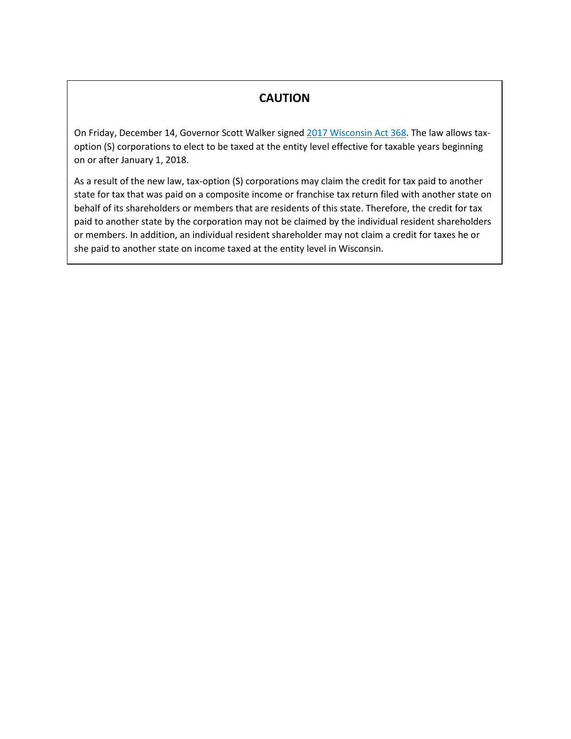## CAUTION

On Friday, December 14, Governor Scott Walker signed [2017 Wisconsin Act 368](). The law allows tax-option (S) corporations to elect to be taxed at the entity level effective for taxable years beginning on or after January 1, 2018.

As a result of the new law, tax-option (S) corporations may claim the credit for tax paid to another state for tax that was paid on a composite income or franchise tax return filed with another state on behalf of its shareholders or members that are residents of this state. Therefore, the credit for tax paid to another state by the corporation may not be claimed by the individual resident shareholders or members. In addition, an individual resident shareholder may not claim a credit for taxes he or she paid to another state on income taxed at the entity level in Wisconsin.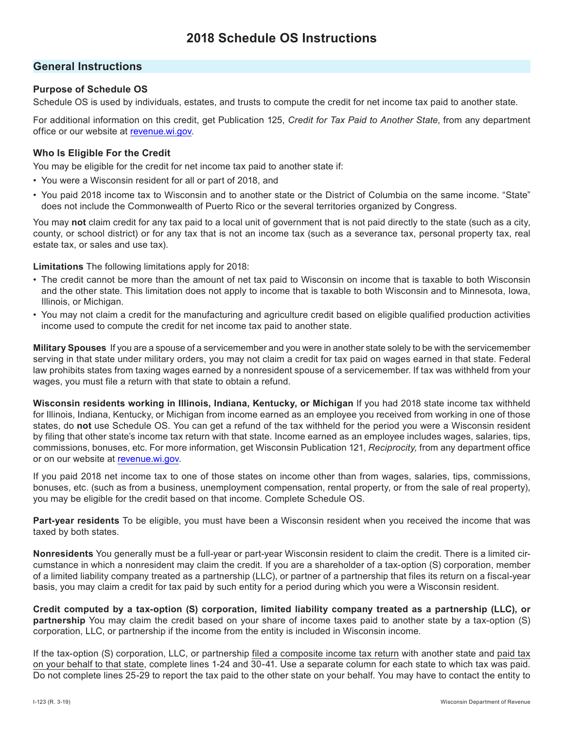# 2018 Schedule OS Instructions

## General Instructions

### Purpose of Schedule OS

Schedule OS is used by individuals, estates, and trusts to compute the credit for net income tax paid to another state.

For additional information on this credit, get Publication 125, *Credit for Tax Paid to Another State*, from any department office or our website at revenue.wi.gov.

### Who Is Eligible For the Credit

You may be eligible for the credit for net income tax paid to another state if:

- You were a Wisconsin resident for all or part of 2018, and
- You paid 2018 income tax to Wisconsin and to another state or the District of Columbia on the same income. "State" does not include the Commonwealth of Puerto Rico or the several territories organized by Congress.

You may **not** claim credit for any tax paid to a local unit of government that is not paid directly to the state (such as a city, county, or school district) or for any tax that is not an income tax (such as a severance tax, personal property tax, real estate tax, or sales and use tax).

**Limitations** The following limitations apply for 2018:

- The credit cannot be more than the amount of net tax paid to Wisconsin on income that is taxable to both Wisconsin and the other state. This limitation does not apply to income that is taxable to both Wisconsin and to Minnesota, Iowa, Illinois, or Michigan.
- You may not claim a credit for the manufacturing and agriculture credit based on eligible qualified production activities income used to compute the credit for net income tax paid to another state.

**Military Spouses** If you are a spouse of a servicemember and you were in another state solely to be with the servicemember serving in that state under military orders, you may not claim a credit for tax paid on wages earned in that state. Federal law prohibits states from taxing wages earned by a nonresident spouse of a servicemember. If tax was withheld from your wages, you must file a return with that state to obtain a refund.

**Wisconsin residents working in Illinois, Indiana, Kentucky, or Michigan** If you had 2018 state income tax withheld for Illinois, Indiana, Kentucky, or Michigan from income earned as an employee you received from working in one of those states, do **not** use Schedule OS. You can get a refund of the tax withheld for the period you were a Wisconsin resident by filing that other state's income tax return with that state. Income earned as an employee includes wages, salaries, tips, commissions, bonuses, etc. For more information, get Wisconsin Publication 121, *Reciprocity,* from any department office or on our website at revenue.wi.gov.

If you paid 2018 net income tax to one of those states on income other than from wages, salaries, tips, commissions, bonuses, etc. (such as from a business, unemployment compensation, rental property, or from the sale of real property), you may be eligible for the credit based on that income. Complete Schedule OS.

**Part-year residents** To be eligible, you must have been a Wisconsin resident when you received the income that was taxed by both states.

**Nonresidents** You generally must be a full-year or part-year Wisconsin resident to claim the credit. There is a limited circumstance in which a nonresident may claim the credit. If you are a shareholder of a tax-option (S) corporation, member of a limited liability company treated as a partnership (LLC), or partner of a partnership that files its return on a fiscal-year basis, you may claim a credit for tax paid by such entity for a period during which you were a Wisconsin resident.

**Credit computed by a tax-option (S) corporation, limited liability company treated as a partnership (LLC), or partnership** You may claim the credit based on your share of income taxes paid to another state by a tax-option (S) corporation, LLC, or partnership if the income from the entity is included in Wisconsin income.

If the tax-option (S) corporation, LLC, or partnership filed a composite income tax return with another state and paid tax on your behalf to that state, complete lines 1-24 and 30-41. Use a separate column for each state to which tax was paid. Do not complete lines 25-29 to report the tax paid to the other state on your behalf. You may have to contact the entity to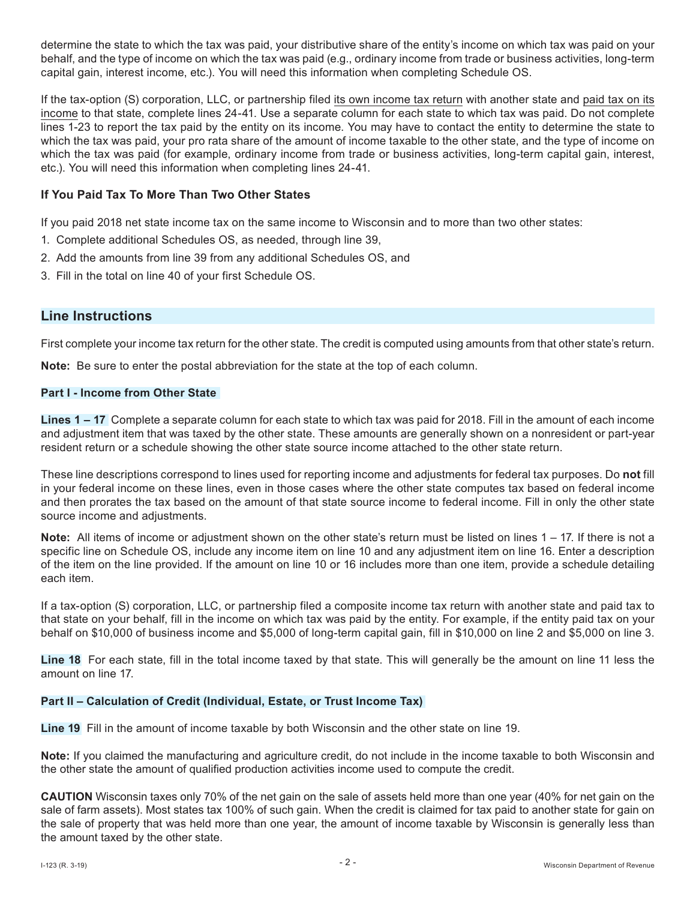determine the state to which the tax was paid, your distributive share of the entity's income on which tax was paid on your behalf, and the type of income on which the tax was paid (e.g., ordinary income from trade or business activities, long-term capital gain, interest income, etc.). You will need this information when completing Schedule OS.

If the tax-option (S) corporation, LLC, or partnership filed <u>its own income tax return</u> with another state and <u>paid tax on its income</u> to that state, complete lines 24-41. Use a separate column for each state to which tax was paid. Do not complete lines 1-23 to report the tax paid by the entity on its income. You may have to contact the entity to determine the state to which the tax was paid, your pro rata share of the amount of income taxable to the other state, and the type of income on which the tax was paid (for example, ordinary income from trade or business activities, long-term capital gain, interest, etc.). You will need this information when completing lines 24-41.

### If You Paid Tax To More Than Two Other States

If you paid 2018 net state income tax on the same income to Wisconsin and to more than two other states:

1. Complete additional Schedules OS, as needed, through line 39,
2. Add the amounts from line 39 from any additional Schedules OS, and
3. Fill in the total on line 40 of your first Schedule OS.

## Line Instructions

First complete your income tax return for the other state. The credit is computed using amounts from that other state's return.

**Note:** Be sure to enter the postal abbreviation for the state at the top of each column.

### Part I - Income from Other State

**Lines 1 – 17** Complete a separate column for each state to which tax was paid for 2018. Fill in the amount of each income and adjustment item that was taxed by the other state. These amounts are generally shown on a nonresident or part-year resident return or a schedule showing the other state source income attached to the other state return.

These line descriptions correspond to lines used for reporting income and adjustments for federal tax purposes. Do **not** fill in your federal income on these lines, even in those cases where the other state computes tax based on federal income and then prorates the tax based on the amount of that state source income to federal income. Fill in only the other state source income and adjustments.

**Note:** All items of income or adjustment shown on the other state's return must be listed on lines 1 – 17. If there is not a specific line on Schedule OS, include any income item on line 10 and any adjustment item on line 16. Enter a description of the item on the line provided. If the amount on line 10 or 16 includes more than one item, provide a schedule detailing each item.

If a tax-option (S) corporation, LLC, or partnership filed a composite income tax return with another state and paid tax to that state on your behalf, fill in the income on which tax was paid by the entity. For example, if the entity paid tax on your behalf on $10,000 of business income and $5,000 of long-term capital gain, fill in $10,000 on line 2 and $5,000 on line 3.

**Line 18** For each state, fill in the total income taxed by that state. This will generally be the amount on line 11 less the amount on line 17.

### Part II – Calculation of Credit (Individual, Estate, or Trust Income Tax)

**Line 19** Fill in the amount of income taxable by both Wisconsin and the other state on line 19.

**Note:** If you claimed the manufacturing and agriculture credit, do not include in the income taxable to both Wisconsin and the other state the amount of qualified production activities income used to compute the credit.

**CAUTION** Wisconsin taxes only 70% of the net gain on the sale of assets held more than one year (40% for net gain on the sale of farm assets). Most states tax 100% of such gain. When the credit is claimed for tax paid to another state for gain on the sale of property that was held more than one year, the amount of income taxable by Wisconsin is generally less than the amount taxed by the other state.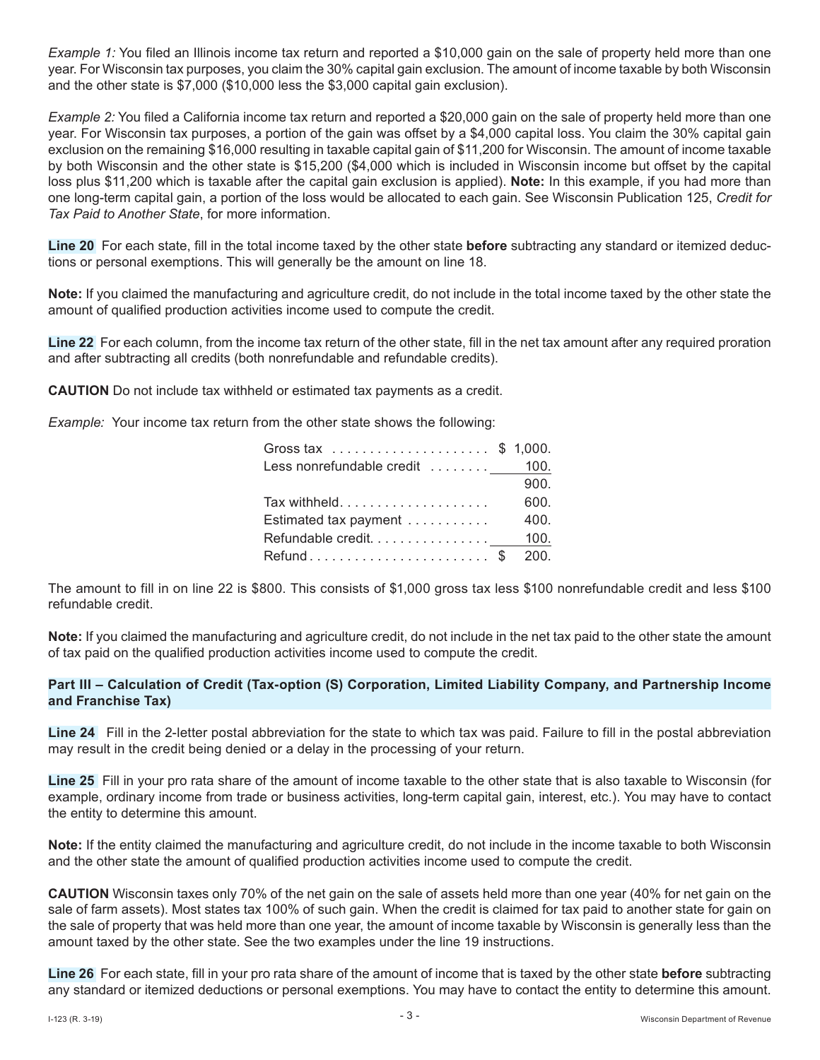*Example 1:* You filed an Illinois income tax return and reported a $10,000 gain on the sale of property held more than one year. For Wisconsin tax purposes, you claim the 30% capital gain exclusion. The amount of income taxable by both Wisconsin and the other state is $7,000 ($10,000 less the $3,000 capital gain exclusion).

*Example 2:* You filed a California income tax return and reported a $20,000 gain on the sale of property held more than one year. For Wisconsin tax purposes, a portion of the gain was offset by a $4,000 capital loss. You claim the 30% capital gain exclusion on the remaining $16,000 resulting in taxable capital gain of $11,200 for Wisconsin. The amount of income taxable by both Wisconsin and the other state is $15,200 ($4,000 which is included in Wisconsin income but offset by the capital loss plus $11,200 which is taxable after the capital gain exclusion is applied). **Note:** In this example, if you had more than one long-term capital gain, a portion of the loss would be allocated to each gain. See Wisconsin Publication 125, *Credit for Tax Paid to Another State*, for more information.

**Line 20** For each state, fill in the total income taxed by the other state **before** subtracting any standard or itemized deductions or personal exemptions. This will generally be the amount on line 18.

**Note:** If you claimed the manufacturing and agriculture credit, do not include in the total income taxed by the other state the amount of qualified production activities income used to compute the credit.

**Line 22** For each column, from the income tax return of the other state, fill in the net tax amount after any required proration and after subtracting all credits (both nonrefundable and refundable credits).

**CAUTION** Do not include tax withheld or estimated tax payments as a credit.

*Example:* Your income tax return from the other state shows the following:

| | |
|---|---|
| Gross tax | $ 1,000. |
| Less nonrefundable credit | 100. |
| | 900. |
| Tax withheld | 600. |
| Estimated tax payment | 400. |
| Refundable credit | 100. |
| Refund | $ 200. |

The amount to fill in on line 22 is $800. This consists of $1,000 gross tax less $100 nonrefundable credit and less $100 refundable credit.

**Note:** If you claimed the manufacturing and agriculture credit, do not include in the net tax paid to the other state the amount of tax paid on the qualified production activities income used to compute the credit.

### Part III – Calculation of Credit (Tax-option (S) Corporation, Limited Liability Company, and Partnership Income and Franchise Tax)

**Line 24** Fill in the 2-letter postal abbreviation for the state to which tax was paid. Failure to fill in the postal abbreviation may result in the credit being denied or a delay in the processing of your return.

**Line 25** Fill in your pro rata share of the amount of income taxable to the other state that is also taxable to Wisconsin (for example, ordinary income from trade or business activities, long-term capital gain, interest, etc.). You may have to contact the entity to determine this amount.

**Note:** If the entity claimed the manufacturing and agriculture credit, do not include in the income taxable to both Wisconsin and the other state the amount of qualified production activities income used to compute the credit.

**CAUTION** Wisconsin taxes only 70% of the net gain on the sale of assets held more than one year (40% for net gain on the sale of farm assets). Most states tax 100% of such gain. When the credit is claimed for tax paid to another state for gain on the sale of property that was held more than one year, the amount of income taxable by Wisconsin is generally less than the amount taxed by the other state. See the two examples under the line 19 instructions.

**Line 26** For each state, fill in your pro rata share of the amount of income that is taxed by the other state **before** subtracting any standard or itemized deductions or personal exemptions. You may have to contact the entity to determine this amount.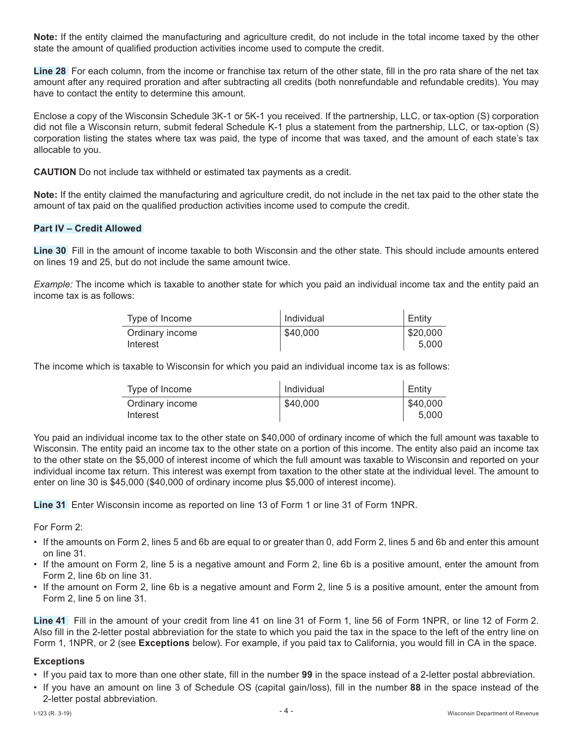**Note:** If the entity claimed the manufacturing and agriculture credit, do not include in the total income taxed by the other state the amount of qualified production activities income used to compute the credit.

**Line 28** For each column, from the income or franchise tax return of the other state, fill in the pro rata share of the net tax amount after any required proration and after subtracting all credits (both nonrefundable and refundable credits). You may have to contact the entity to determine this amount.

Enclose a copy of the Wisconsin Schedule 3K-1 or 5K-1 you received. If the partnership, LLC, or tax-option (S) corporation did not file a Wisconsin return, submit federal Schedule K-1 plus a statement from the partnership, LLC, or tax-option (S) corporation listing the states where tax was paid, the type of income that was taxed, and the amount of each state's tax allocable to you.

**CAUTION** Do not include tax withheld or estimated tax payments as a credit.

**Note:** If the entity claimed the manufacturing and agriculture credit, do not include in the net tax paid to the other state the amount of tax paid on the qualified production activities income used to compute the credit.

### Part IV – Credit Allowed

**Line 30** Fill in the amount of income taxable to both Wisconsin and the other state. This should include amounts entered on lines 19 and 25, but do not include the same amount twice.

*Example:* The income which is taxable to another state for which you paid an individual income tax and the entity paid an income tax is as follows:

| Type of Income | Individual | Entity |
|---|---|---|
| Ordinary income | $40,000 | $20,000 |
| Interest | | 5,000 |

The income which is taxable to Wisconsin for which you paid an individual income tax is as follows:

| Type of Income | Individual | Entity |
|---|---|---|
| Ordinary income | $40,000 | $40,000 |
| Interest | | 5,000 |

You paid an individual income tax to the other state on $40,000 of ordinary income of which the full amount was taxable to Wisconsin. The entity paid an income tax to the other state on a portion of this income. The entity also paid an income tax to the other state on the $5,000 of interest income of which the full amount was taxable to Wisconsin and reported on your individual income tax return. This interest was exempt from taxation to the other state at the individual level. The amount to enter on line 30 is $45,000 ($40,000 of ordinary income plus $5,000 of interest income).

**Line 31** Enter Wisconsin income as reported on line 13 of Form 1 or line 31 of Form 1NPR.

For Form 2:

- If the amounts on Form 2, lines 5 and 6b are equal to or greater than 0, add Form 2, lines 5 and 6b and enter this amount on line 31.
- If the amount on Form 2, line 5 is a negative amount and Form 2, line 6b is a positive amount, enter the amount from Form 2, line 6b on line 31.
- If the amount on Form 2, line 6b is a negative amount and Form 2, line 5 is a positive amount, enter the amount from Form 2, line 5 on line 31.

**Line 41** Fill in the amount of your credit from line 41 on line 31 of Form 1, line 56 of Form 1NPR, or line 12 of Form 2. Also fill in the 2-letter postal abbreviation for the state to which you paid the tax in the space to the left of the entry line on Form 1, 1NPR, or 2 (see **Exceptions** below). For example, if you paid tax to California, you would fill in CA in the space.

**Exceptions**

- If you paid tax to more than one other state, fill in the number **99** in the space instead of a 2-letter postal abbreviation.
- If you have an amount on line 3 of Schedule OS (capital gain/loss), fill in the number **88** in the space instead of the 2-letter postal abbreviation.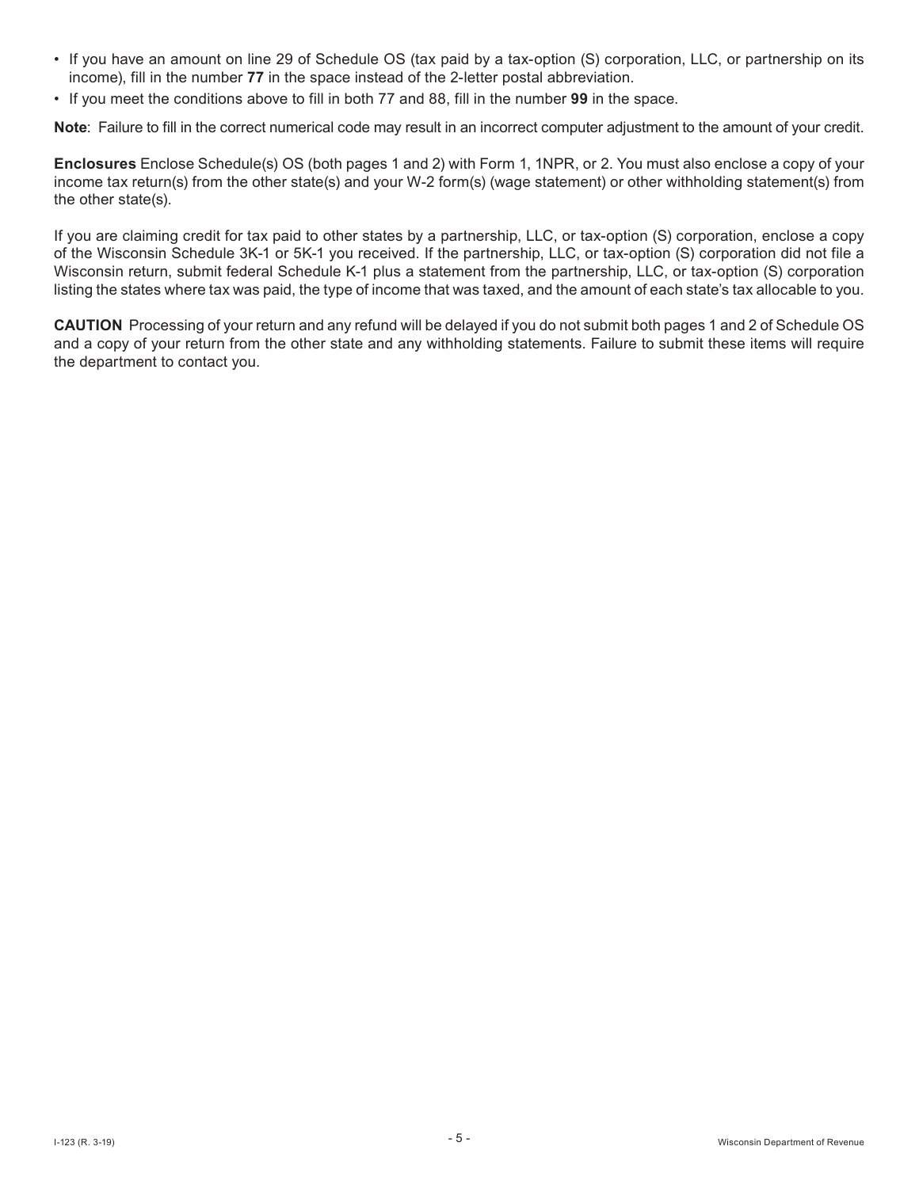- If you have an amount on line 29 of Schedule OS (tax paid by a tax-option (S) corporation, LLC, or partnership on its income), fill in the number **77** in the space instead of the 2-letter postal abbreviation.
- If you meet the conditions above to fill in both 77 and 88, fill in the number **99** in the space.

**Note**: Failure to fill in the correct numerical code may result in an incorrect computer adjustment to the amount of your credit.

**Enclosures** Enclose Schedule(s) OS (both pages 1 and 2) with Form 1, 1NPR, or 2. You must also enclose a copy of your income tax return(s) from the other state(s) and your W-2 form(s) (wage statement) or other withholding statement(s) from the other state(s).

If you are claiming credit for tax paid to other states by a partnership, LLC, or tax-option (S) corporation, enclose a copy of the Wisconsin Schedule 3K-1 or 5K-1 you received. If the partnership, LLC, or tax-option (S) corporation did not file a Wisconsin return, submit federal Schedule K-1 plus a statement from the partnership, LLC, or tax-option (S) corporation listing the states where tax was paid, the type of income that was taxed, and the amount of each state's tax allocable to you.

**CAUTION** Processing of your return and any refund will be delayed if you do not submit both pages 1 and 2 of Schedule OS and a copy of your return from the other state and any withholding statements. Failure to submit these items will require the department to contact you.